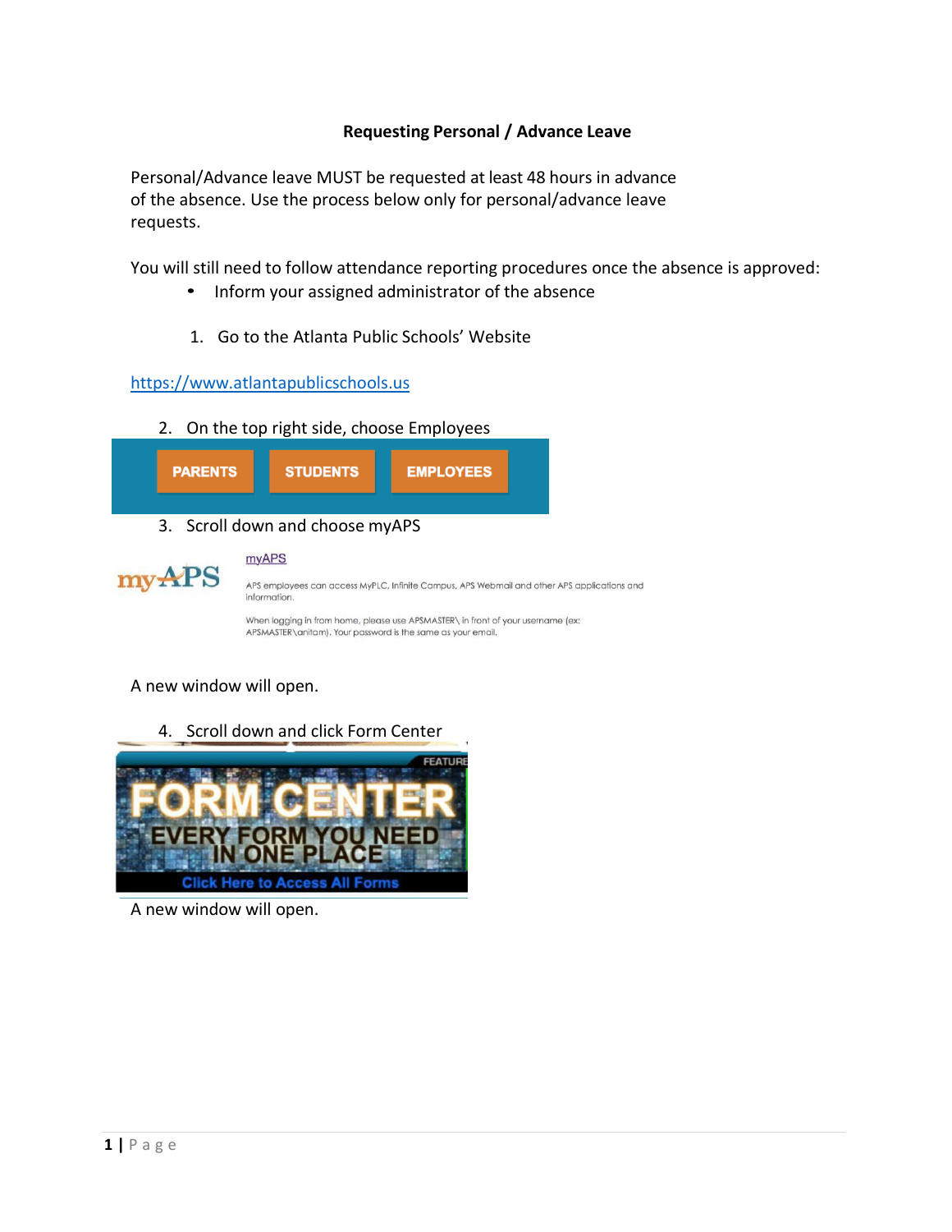## Requesting Personal / Advance Leave

Personal/Advance leave MUST be requested at least 48 hours in advance of the absence. Use the process below only for personal/advance leave requests.

You will still need to follow attendance reporting procedures once the absence is approved:

- Inform your assigned administrator of the absence

1. Go to the Atlanta Public Schools' Website

https://www.atlantapublicschools.us

2. On the top right side, choose Employees

PARENTS | STUDENTS | EMPLOYEES

3. Scroll down and choose myAPS

myAPS

APS employees can access MyPLC, Infinite Campus, APS Webmail and other APS applications and information.

When logging in from home, please use APSMASTER\ in front of your username (ex: APSMASTER\anitam). Your password is the same as your email.

A new window will open.

4. Scroll down and click Form Center

FORM CENTER
EVERY FORM YOU NEED IN ONE PLACE
Click Here to Access All Forms

A new window will open.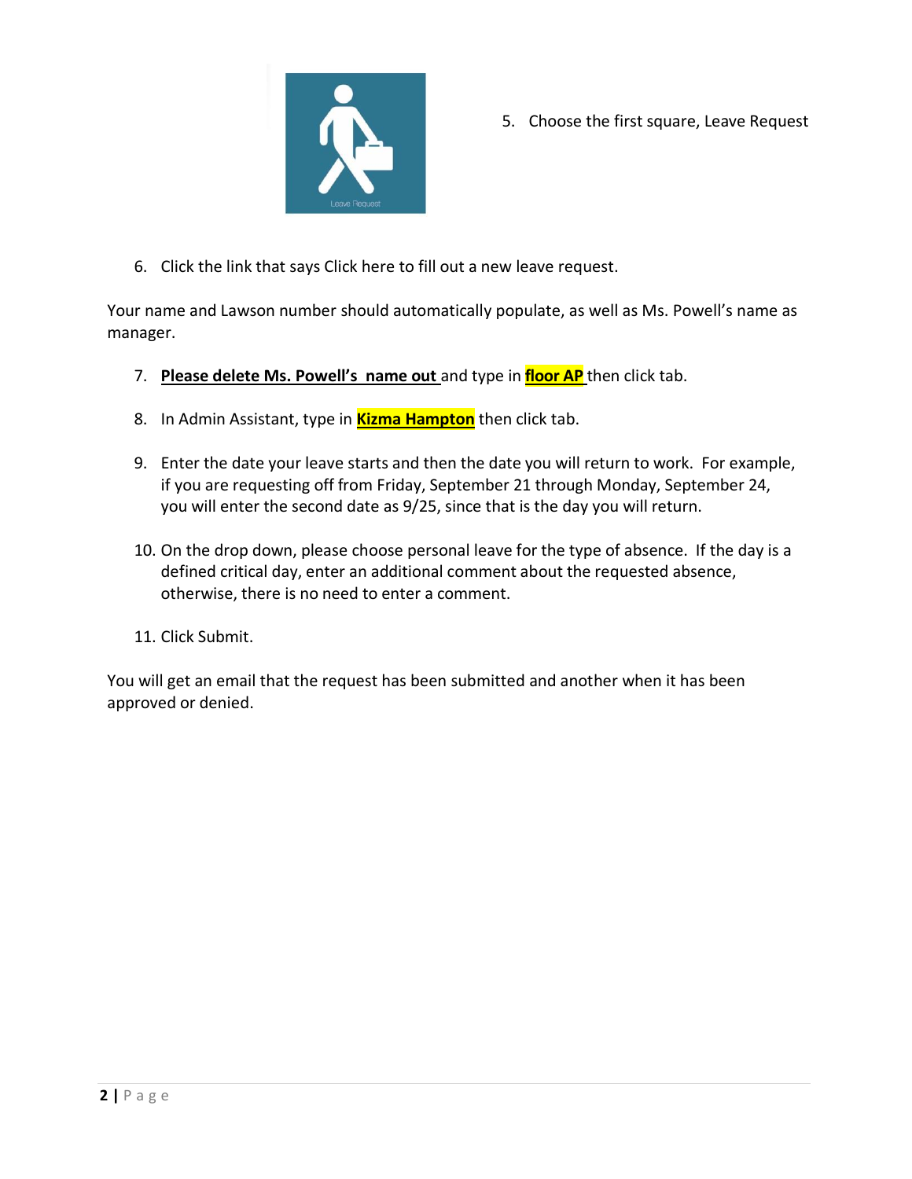5. Choose the first square, Leave Request

6. Click the link that says Click here to fill out a new leave request.

Your name and Lawson number should automatically populate, as well as Ms. Powell's name as manager.

7. **Please delete Ms. Powell's name out** and type in **floor AP** then click tab.

8. In Admin Assistant, type in **Kizma Hampton** then click tab.

9. Enter the date your leave starts and then the date you will return to work. For example, if you are requesting off from Friday, September 21 through Monday, September 24, you will enter the second date as 9/25, since that is the day you will return.

10. On the drop down, please choose personal leave for the type of absence. If the day is a defined critical day, enter an additional comment about the requested absence, otherwise, there is no need to enter a comment.

11. Click Submit.

You will get an email that the request has been submitted and another when it has been approved or denied.